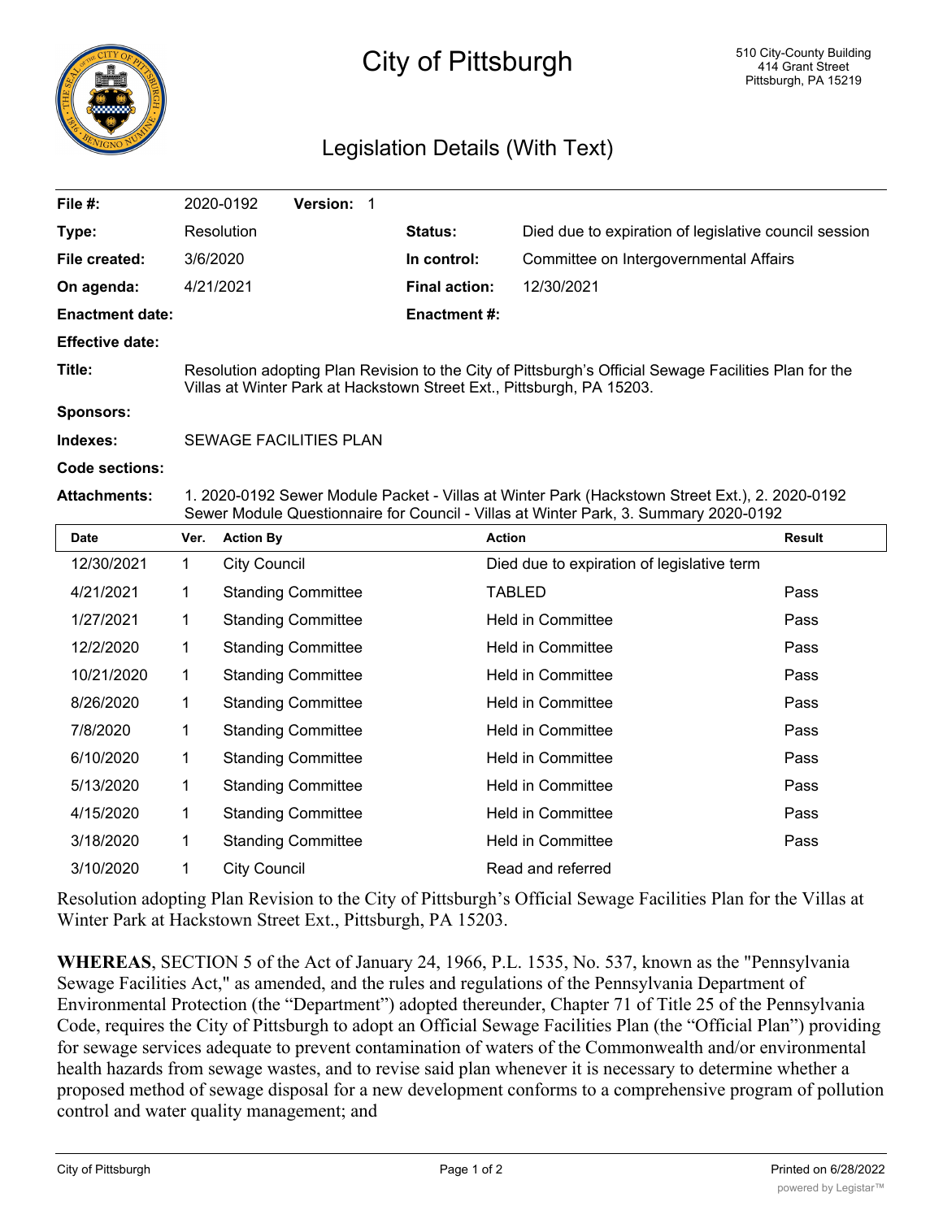# City of Pittsburgh

510 City-County Building
414 Grant Street
Pittsburgh, PA 15219

## Legislation Details (With Text)

| | | | |
|---|---|---|---|
| **File #:** | 2020-0192 **Version:** 1 | | |
| **Type:** | Resolution | **Status:** | Died due to expiration of legislative council session |
| **File created:** | 3/6/2020 | **In control:** | Committee on Intergovernmental Affairs |
| **On agenda:** | 4/21/2021 | **Final action:** | 12/30/2021 |
| **Enactment date:** | | **Enactment #:** | |
| **Effective date:** | | | |

**Title:** Resolution adopting Plan Revision to the City of Pittsburgh's Official Sewage Facilities Plan for the Villas at Winter Park at Hackstown Street Ext., Pittsburgh, PA 15203.

**Sponsors:**

**Indexes:** SEWAGE FACILITIES PLAN

**Code sections:**

**Attachments:** 1. 2020-0192 Sewer Module Packet - Villas at Winter Park (Hackstown Street Ext.), 2. 2020-0192 Sewer Module Questionnaire for Council - Villas at Winter Park, 3. Summary 2020-0192

| Date | Ver. | Action By | Action | Result |
|---|---|---|---|---|
| 12/30/2021 | 1 | City Council | Died due to expiration of legislative term | |
| 4/21/2021 | 1 | Standing Committee | TABLED | Pass |
| 1/27/2021 | 1 | Standing Committee | Held in Committee | Pass |
| 12/2/2020 | 1 | Standing Committee | Held in Committee | Pass |
| 10/21/2020 | 1 | Standing Committee | Held in Committee | Pass |
| 8/26/2020 | 1 | Standing Committee | Held in Committee | Pass |
| 7/8/2020 | 1 | Standing Committee | Held in Committee | Pass |
| 6/10/2020 | 1 | Standing Committee | Held in Committee | Pass |
| 5/13/2020 | 1 | Standing Committee | Held in Committee | Pass |
| 4/15/2020 | 1 | Standing Committee | Held in Committee | Pass |
| 3/18/2020 | 1 | Standing Committee | Held in Committee | Pass |
| 3/10/2020 | 1 | City Council | Read and referred | |

Resolution adopting Plan Revision to the City of Pittsburgh's Official Sewage Facilities Plan for the Villas at Winter Park at Hackstown Street Ext., Pittsburgh, PA 15203.

**WHEREAS**, SECTION 5 of the Act of January 24, 1966, P.L. 1535, No. 537, known as the "Pennsylvania Sewage Facilities Act," as amended, and the rules and regulations of the Pennsylvania Department of Environmental Protection (the "Department") adopted thereunder, Chapter 71 of Title 25 of the Pennsylvania Code, requires the City of Pittsburgh to adopt an Official Sewage Facilities Plan (the "Official Plan") providing for sewage services adequate to prevent contamination of waters of the Commonwealth and/or environmental health hazards from sewage wastes, and to revise said plan whenever it is necessary to determine whether a proposed method of sewage disposal for a new development conforms to a comprehensive program of pollution control and water quality management; and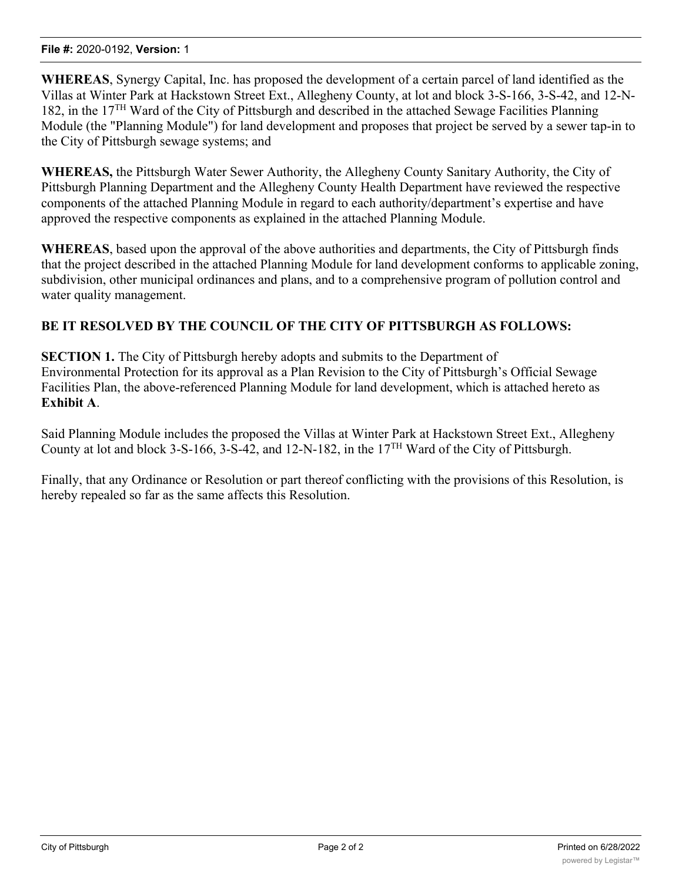**WHEREAS**, Synergy Capital, Inc. has proposed the development of a certain parcel of land identified as the Villas at Winter Park at Hackstown Street Ext., Allegheny County, at lot and block 3-S-166, 3-S-42, and 12-N-182, in the 17TH Ward of the City of Pittsburgh and described in the attached Sewage Facilities Planning Module (the "Planning Module") for land development and proposes that project be served by a sewer tap-in to the City of Pittsburgh sewage systems; and

**WHEREAS,** the Pittsburgh Water Sewer Authority, the Allegheny County Sanitary Authority, the City of Pittsburgh Planning Department and the Allegheny County Health Department have reviewed the respective components of the attached Planning Module in regard to each authority/department's expertise and have approved the respective components as explained in the attached Planning Module.

**WHEREAS**, based upon the approval of the above authorities and departments, the City of Pittsburgh finds that the project described in the attached Planning Module for land development conforms to applicable zoning, subdivision, other municipal ordinances and plans, and to a comprehensive program of pollution control and water quality management.

**BE IT RESOLVED BY THE COUNCIL OF THE CITY OF PITTSBURGH AS FOLLOWS:**

**SECTION 1.** The City of Pittsburgh hereby adopts and submits to the Department of Environmental Protection for its approval as a Plan Revision to the City of Pittsburgh's Official Sewage Facilities Plan, the above-referenced Planning Module for land development, which is attached hereto as **Exhibit A**.

Said Planning Module includes the proposed the Villas at Winter Park at Hackstown Street Ext., Allegheny County at lot and block 3-S-166, 3-S-42, and 12-N-182, in the 17TH Ward of the City of Pittsburgh.

Finally, that any Ordinance or Resolution or part thereof conflicting with the provisions of this Resolution, is hereby repealed so far as the same affects this Resolution.